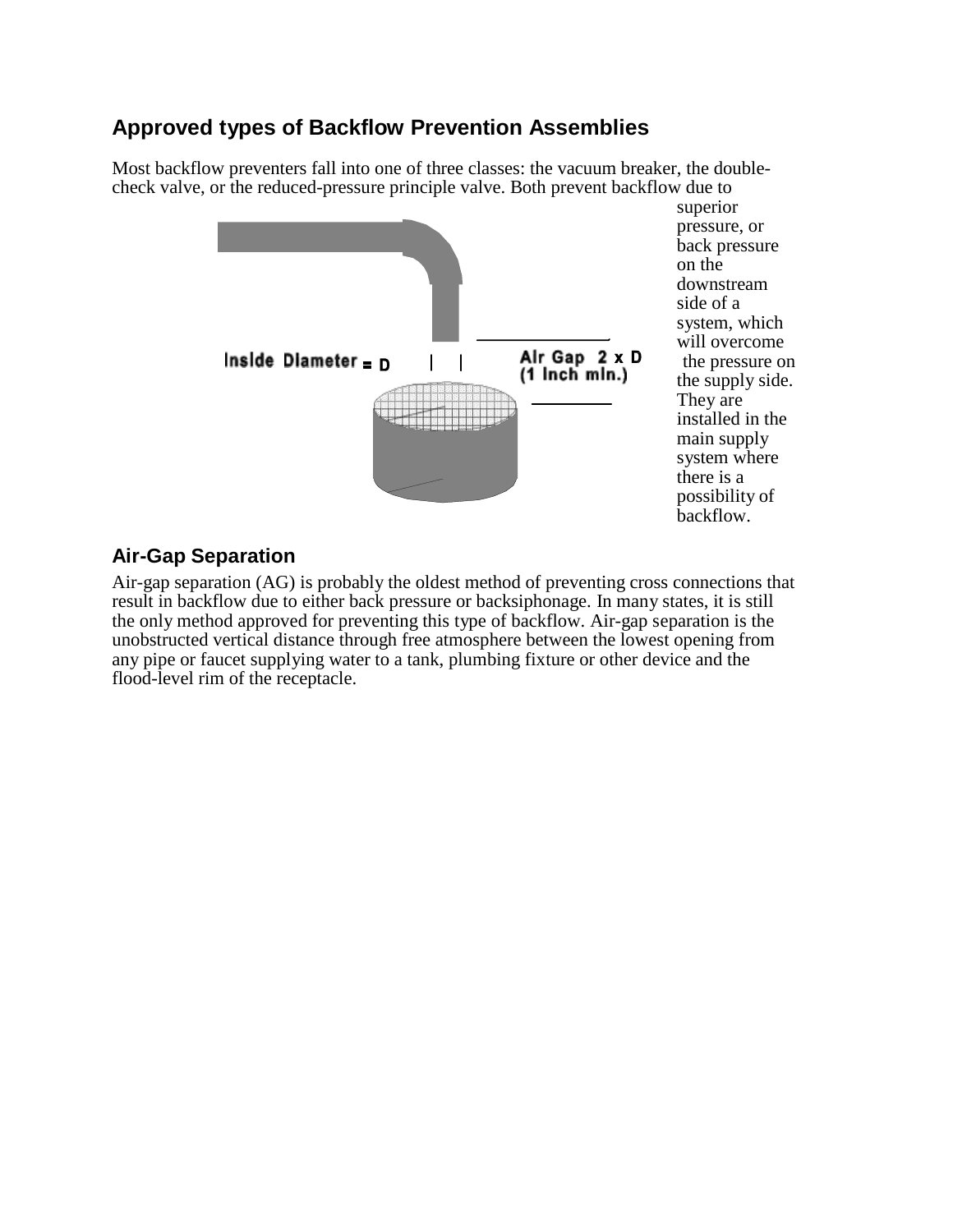## Approved types of Backflow Prevention Assemblies

Most backflow preventers fall into one of three classes: the vacuum breaker, the double-check valve, or the reduced-pressure principle valve. Both prevent backflow due to superior pressure, or back pressure on the downstream side of a system, which will overcome the pressure on the supply side. They are installed in the main supply system where there is a possibility of backflow.

Inside Diameter = D

Air Gap 2 x D (1 Inch min.)

### Air-Gap Separation

Air-gap separation (AG) is probably the oldest method of preventing cross connections that result in backflow due to either back pressure or backsiphonage. In many states, it is still the only method approved for preventing this type of backflow. Air-gap separation is the unobstructed vertical distance through free atmosphere between the lowest opening from any pipe or faucet supplying water to a tank, plumbing fixture or other device and the flood-level rim of the receptacle.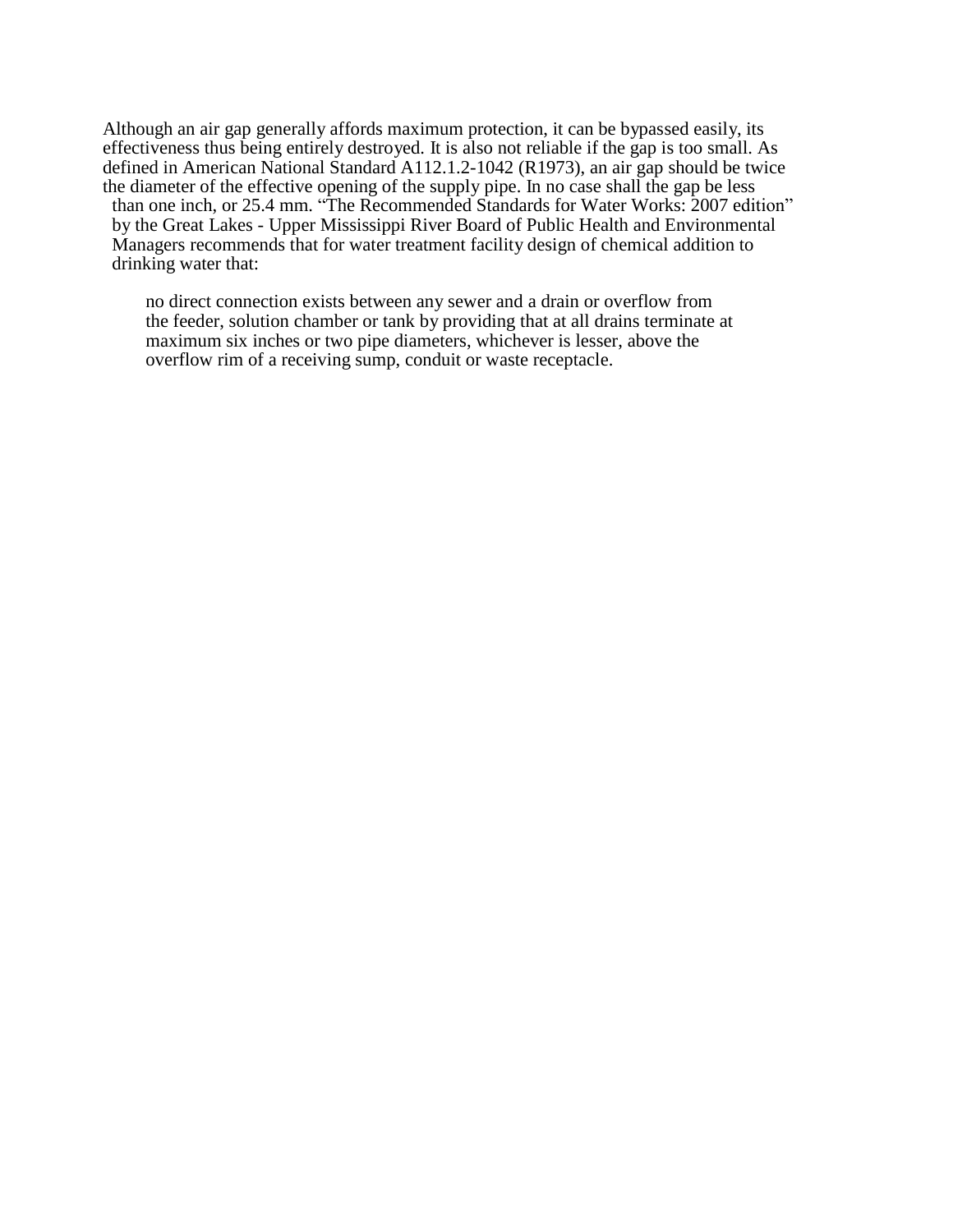Although an air gap generally affords maximum protection, it can be bypassed easily, its effectiveness thus being entirely destroyed. It is also not reliable if the gap is too small. As defined in American National Standard A112.1.2-1042 (R1973), an air gap should be twice the diameter of the effective opening of the supply pipe. In no case shall the gap be less than one inch, or 25.4 mm. "The Recommended Standards for Water Works: 2007 edition" by the Great Lakes - Upper Mississippi River Board of Public Health and Environmental Managers recommends that for water treatment facility design of chemical addition to drinking water that:

> no direct connection exists between any sewer and a drain or overflow from the feeder, solution chamber or tank by providing that at all drains terminate at maximum six inches or two pipe diameters, whichever is lesser, above the overflow rim of a receiving sump, conduit or waste receptacle.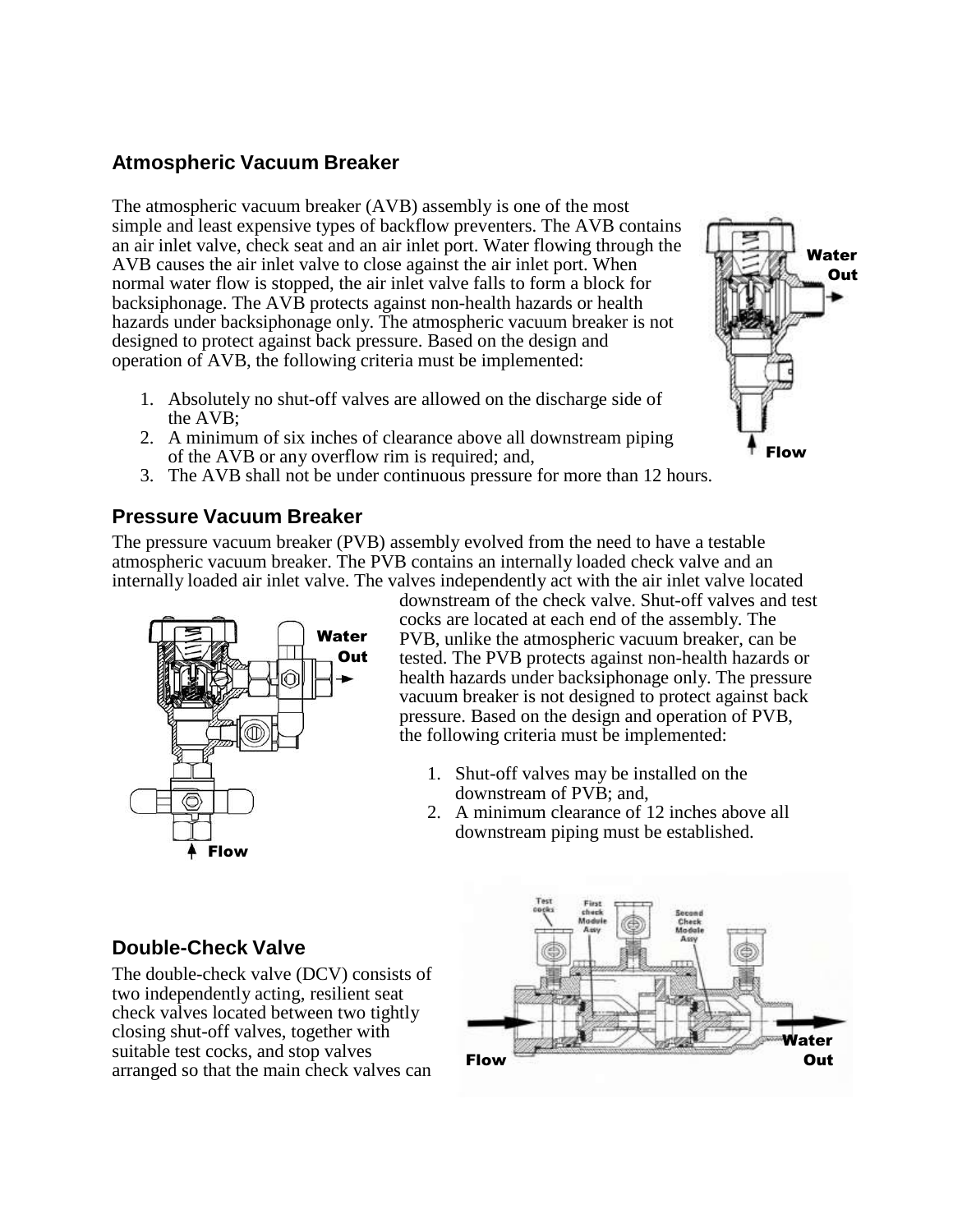## Atmospheric Vacuum Breaker

The atmospheric vacuum breaker (AVB) assembly is one of the most simple and least expensive types of backflow preventers. The AVB contains an air inlet valve, check seat and an air inlet port. Water flowing through the AVB causes the air inlet valve to close against the air inlet port. When normal water flow is stopped, the air inlet valve falls to form a block for backsiphonage. The AVB protects against non-health hazards or health hazards under backsiphonage only. The atmospheric vacuum breaker is not designed to protect against back pressure. Based on the design and operation of AVB, the following criteria must be implemented:

1. Absolutely no shut-off valves are allowed on the discharge side of the AVB;
2. A minimum of six inches of clearance above all downstream piping of the AVB or any overflow rim is required; and,
3. The AVB shall not be under continuous pressure for more than 12 hours.

## Pressure Vacuum Breaker

The pressure vacuum breaker (PVB) assembly evolved from the need to have a testable atmospheric vacuum breaker. The PVB contains an internally loaded check valve and an internally loaded air inlet valve. The valves independently act with the air inlet valve located downstream of the check valve. Shut-off valves and test cocks are located at each end of the assembly. The PVB, unlike the atmospheric vacuum breaker, can be tested. The PVB protects against non-health hazards or health hazards under backsiphonage only. The pressure vacuum breaker is not designed to protect against back pressure. Based on the design and operation of PVB, the following criteria must be implemented:

1. Shut-off valves may be installed on the downstream of PVB; and,
2. A minimum clearance of 12 inches above all downstream piping must be established.

## Double-Check Valve

The double-check valve (DCV) consists of two independently acting, resilient seat check valves located between two tightly closing shut-off valves, together with suitable test cocks, and stop valves arranged so that the main check valves can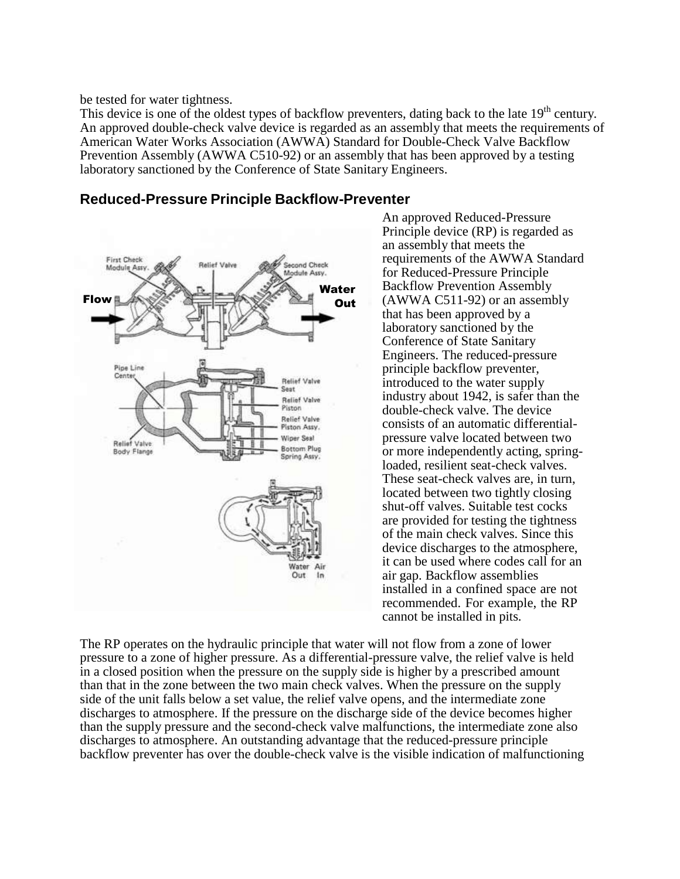be tested for water tightness.

This device is one of the oldest types of backflow preventers, dating back to the late 19th century. An approved double-check valve device is regarded as an assembly that meets the requirements of American Water Works Association (AWWA) Standard for Double-Check Valve Backflow Prevention Assembly (AWWA C510-92) or an assembly that has been approved by a testing laboratory sanctioned by the Conference of State Sanitary Engineers.

## Reduced-Pressure Principle Backflow-Preventer

An approved Reduced-Pressure Principle device (RP) is regarded as an assembly that meets the requirements of the AWWA Standard for Reduced-Pressure Principle Backflow Prevention Assembly (AWWA C511-92) or an assembly that has been approved by a laboratory sanctioned by the Conference of State Sanitary Engineers. The reduced-pressure principle backflow preventer, introduced to the water supply industry about 1942, is safer than the double-check valve. The device consists of an automatic differential-pressure valve located between two or more independently acting, spring-loaded, resilient seat-check valves. These seat-check valves are, in turn, located between two tightly closing shut-off valves. Suitable test cocks are provided for testing the tightness of the main check valves. Since this device discharges to the atmosphere, it can be used where codes call for an air gap. Backflow assemblies installed in a confined space are not recommended. For example, the RP cannot be installed in pits.

The RP operates on the hydraulic principle that water will not flow from a zone of lower pressure to a zone of higher pressure. As a differential-pressure valve, the relief valve is held in a closed position when the pressure on the supply side is higher by a prescribed amount than that in the zone between the two main check valves. When the pressure on the supply side of the unit falls below a set value, the relief valve opens, and the intermediate zone discharges to atmosphere. If the pressure on the discharge side of the device becomes higher than the supply pressure and the second-check valve malfunctions, the intermediate zone also discharges to atmosphere. An outstanding advantage that the reduced-pressure principle backflow preventer has over the double-check valve is the visible indication of malfunctioning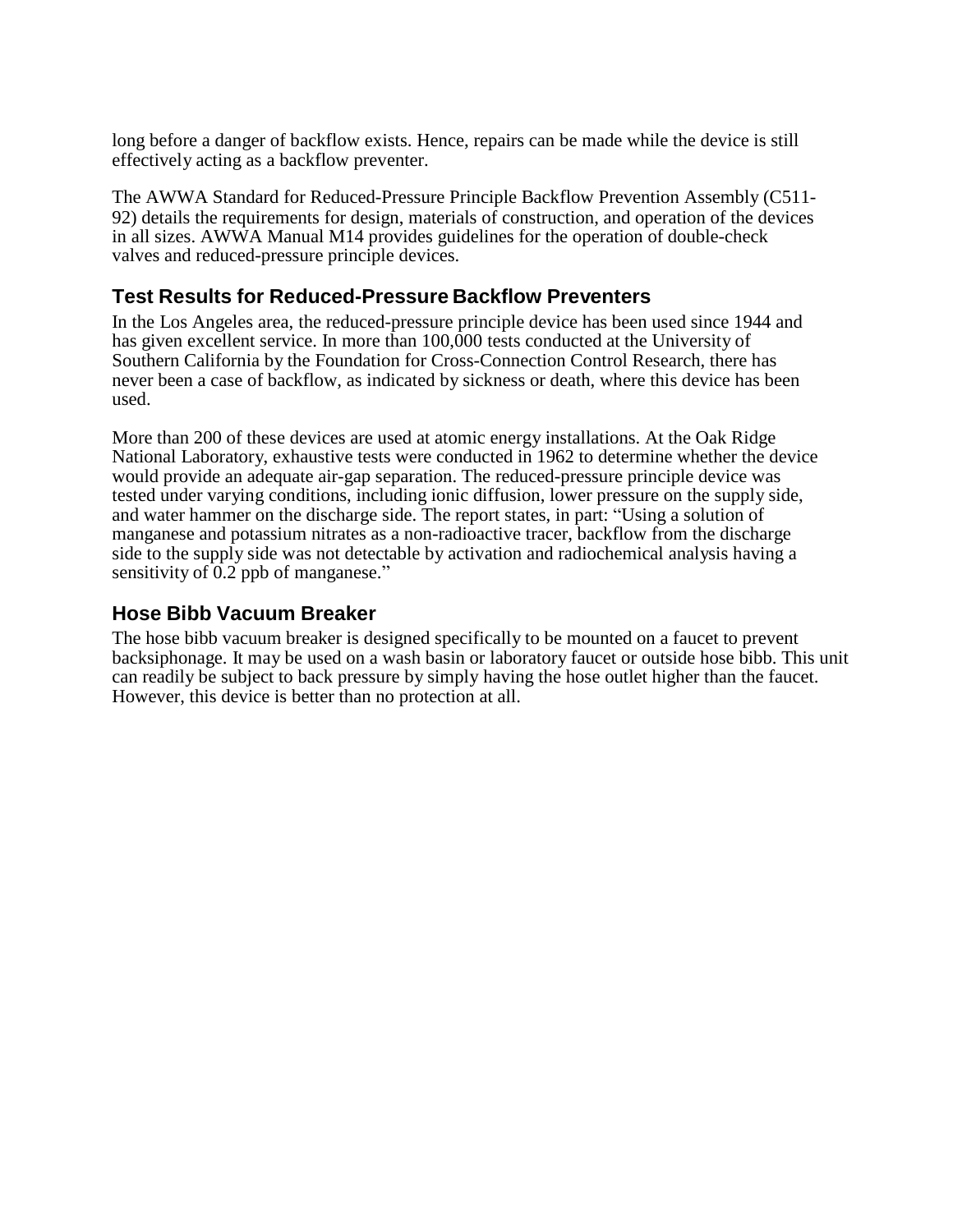long before a danger of backflow exists. Hence, repairs can be made while the device is still effectively acting as a backflow preventer.

The AWWA Standard for Reduced-Pressure Principle Backflow Prevention Assembly (C511-92) details the requirements for design, materials of construction, and operation of the devices in all sizes. AWWA Manual M14 provides guidelines for the operation of double-check valves and reduced-pressure principle devices.

## Test Results for Reduced-Pressure Backflow Preventers

In the Los Angeles area, the reduced-pressure principle device has been used since 1944 and has given excellent service. In more than 100,000 tests conducted at the University of Southern California by the Foundation for Cross-Connection Control Research, there has never been a case of backflow, as indicated by sickness or death, where this device has been used.

More than 200 of these devices are used at atomic energy installations. At the Oak Ridge National Laboratory, exhaustive tests were conducted in 1962 to determine whether the device would provide an adequate air-gap separation. The reduced-pressure principle device was tested under varying conditions, including ionic diffusion, lower pressure on the supply side, and water hammer on the discharge side. The report states, in part: "Using a solution of manganese and potassium nitrates as a non-radioactive tracer, backflow from the discharge side to the supply side was not detectable by activation and radiochemical analysis having a sensitivity of 0.2 ppb of manganese."

## Hose Bibb Vacuum Breaker

The hose bibb vacuum breaker is designed specifically to be mounted on a faucet to prevent backsiphonage. It may be used on a wash basin or laboratory faucet or outside hose bibb. This unit can readily be subject to back pressure by simply having the hose outlet higher than the faucet. However, this device is better than no protection at all.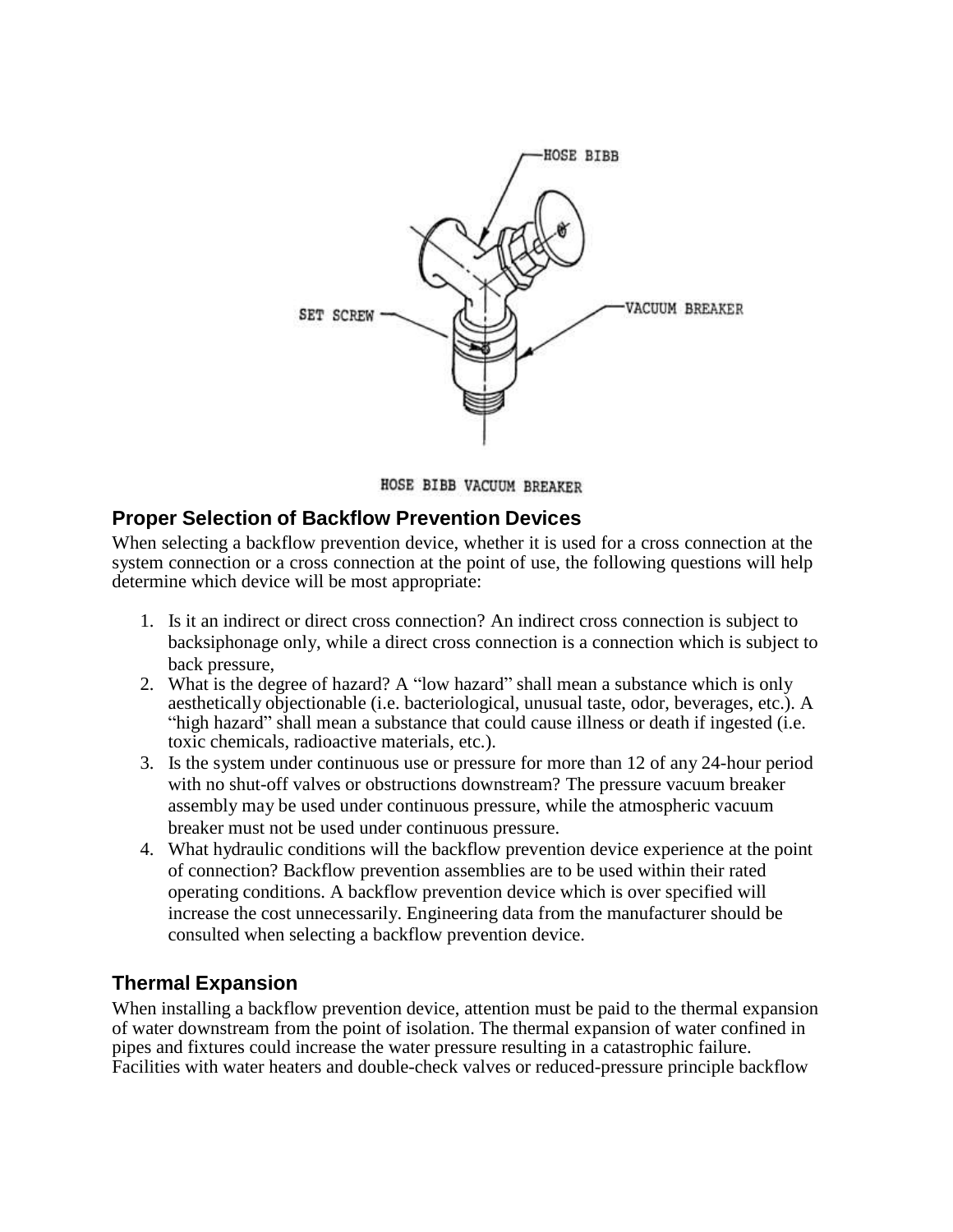HOSE BIBB VACUUM BREAKER

## Proper Selection of Backflow Prevention Devices

When selecting a backflow prevention device, whether it is used for a cross connection at the system connection or a cross connection at the point of use, the following questions will help determine which device will be most appropriate:

1. Is it an indirect or direct cross connection? An indirect cross connection is subject to backsiphonage only, while a direct cross connection is a connection which is subject to back pressure,
2. What is the degree of hazard? A "low hazard" shall mean a substance which is only aesthetically objectionable (i.e. bacteriological, unusual taste, odor, beverages, etc.). A "high hazard" shall mean a substance that could cause illness or death if ingested (i.e. toxic chemicals, radioactive materials, etc.).
3. Is the system under continuous use or pressure for more than 12 of any 24-hour period with no shut-off valves or obstructions downstream? The pressure vacuum breaker assembly may be used under continuous pressure, while the atmospheric vacuum breaker must not be used under continuous pressure.
4. What hydraulic conditions will the backflow prevention device experience at the point of connection? Backflow prevention assemblies are to be used within their rated operating conditions. A backflow prevention device which is over specified will increase the cost unnecessarily. Engineering data from the manufacturer should be consulted when selecting a backflow prevention device.

## Thermal Expansion

When installing a backflow prevention device, attention must be paid to the thermal expansion of water downstream from the point of isolation. The thermal expansion of water confined in pipes and fixtures could increase the water pressure resulting in a catastrophic failure. Facilities with water heaters and double-check valves or reduced-pressure principle backflow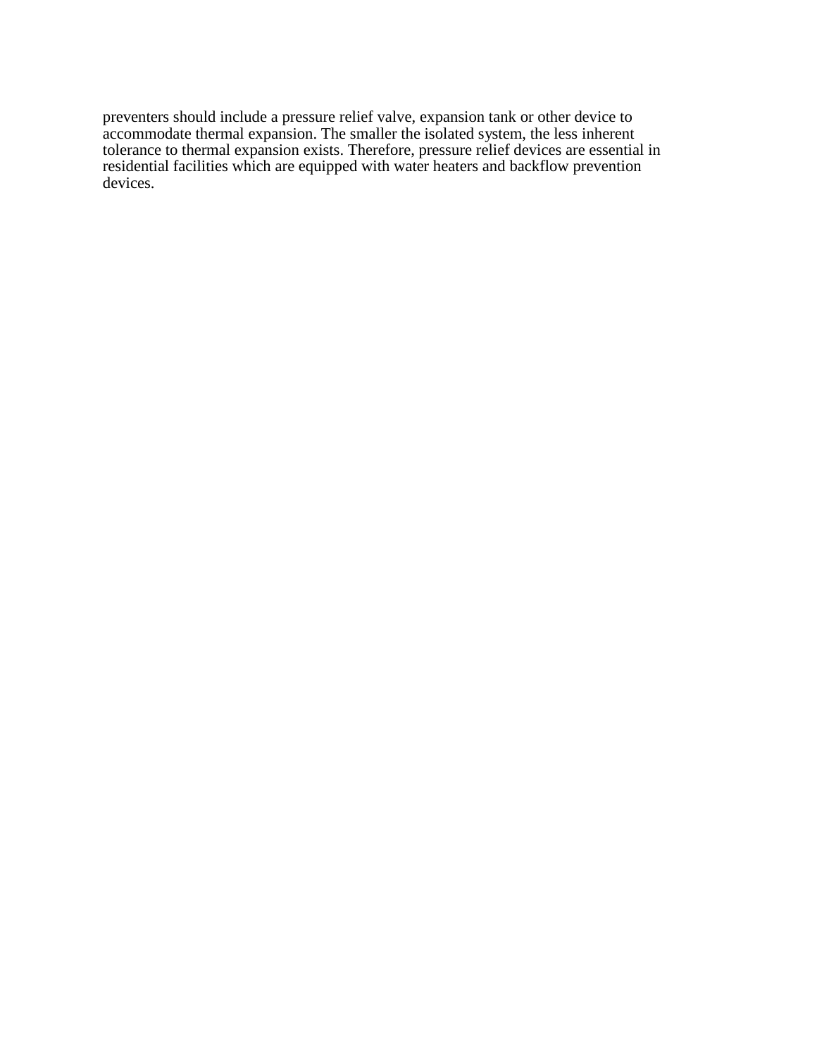preventers should include a pressure relief valve, expansion tank or other device to accommodate thermal expansion. The smaller the isolated system, the less inherent tolerance to thermal expansion exists. Therefore, pressure relief devices are essential in residential facilities which are equipped with water heaters and backflow prevention devices.